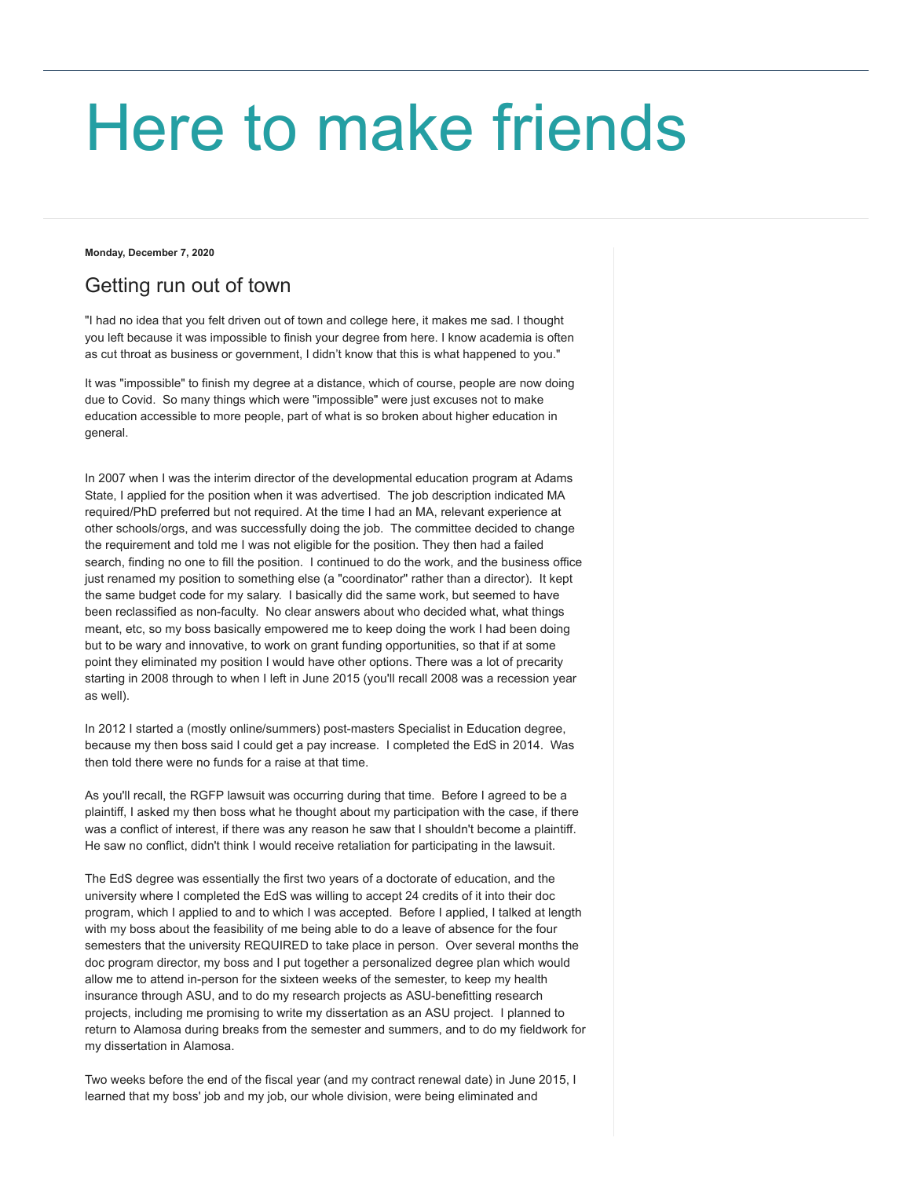# Here to make friends

**Monday, December 7, 2020**

## Getting run out of town

"I had no idea that you felt driven out of town and college here, it makes me sad. I thought you left because it was impossible to finish your degree from here. I know academia is often as cut throat as business or government, I didn't know that this is what happened to you."

It was "impossible" to finish my degree at a distance, which of course, people are now doing due to Covid. So many things which were "impossible" were just excuses not to make education accessible to more people, part of what is so broken about higher education in general.

In 2007 when I was the interim director of the developmental education program at Adams State, I applied for the position when it was advertised. The job description indicated MA required/PhD preferred but not required. At the time I had an MA, relevant experience at other schools/orgs, and was successfully doing the job. The committee decided to change the requirement and told me I was not eligible for the position. They then had a failed search, finding no one to fill the position. I continued to do the work, and the business office just renamed my position to something else (a "coordinator" rather than a director). It kept the same budget code for my salary. I basically did the same work, but seemed to have been reclassified as non-faculty. No clear answers about who decided what, what things meant, etc, so my boss basically empowered me to keep doing the work I had been doing but to be wary and innovative, to work on grant funding opportunities, so that if at some point they eliminated my position I would have other options. There was a lot of precarity starting in 2008 through to when I left in June 2015 (you'll recall 2008 was a recession year as well).

In 2012 I started a (mostly online/summers) post-masters Specialist in Education degree, because my then boss said I could get a pay increase. I completed the EdS in 2014. Was then told there were no funds for a raise at that time.

As you'll recall, the RGFP lawsuit was occurring during that time. Before I agreed to be a plaintiff, I asked my then boss what he thought about my participation with the case, if there was a conflict of interest, if there was any reason he saw that I shouldn't become a plaintiff. He saw no conflict, didn't think I would receive retaliation for participating in the lawsuit.

The EdS degree was essentially the first two years of a doctorate of education, and the university where I completed the EdS was willing to accept 24 credits of it into their doc program, which I applied to and to which I was accepted. Before I applied, I talked at length with my boss about the feasibility of me being able to do a leave of absence for the four semesters that the university REQUIRED to take place in person. Over several months the doc program director, my boss and I put together a personalized degree plan which would allow me to attend in-person for the sixteen weeks of the semester, to keep my health insurance through ASU, and to do my research projects as ASU-benefitting research projects, including me promising to write my dissertation as an ASU project. I planned to return to Alamosa during breaks from the semester and summers, and to do my fieldwork for my dissertation in Alamosa.

Two weeks before the end of the fiscal year (and my contract renewal date) in June 2015, I learned that my boss' job and my job, our whole division, were being eliminated and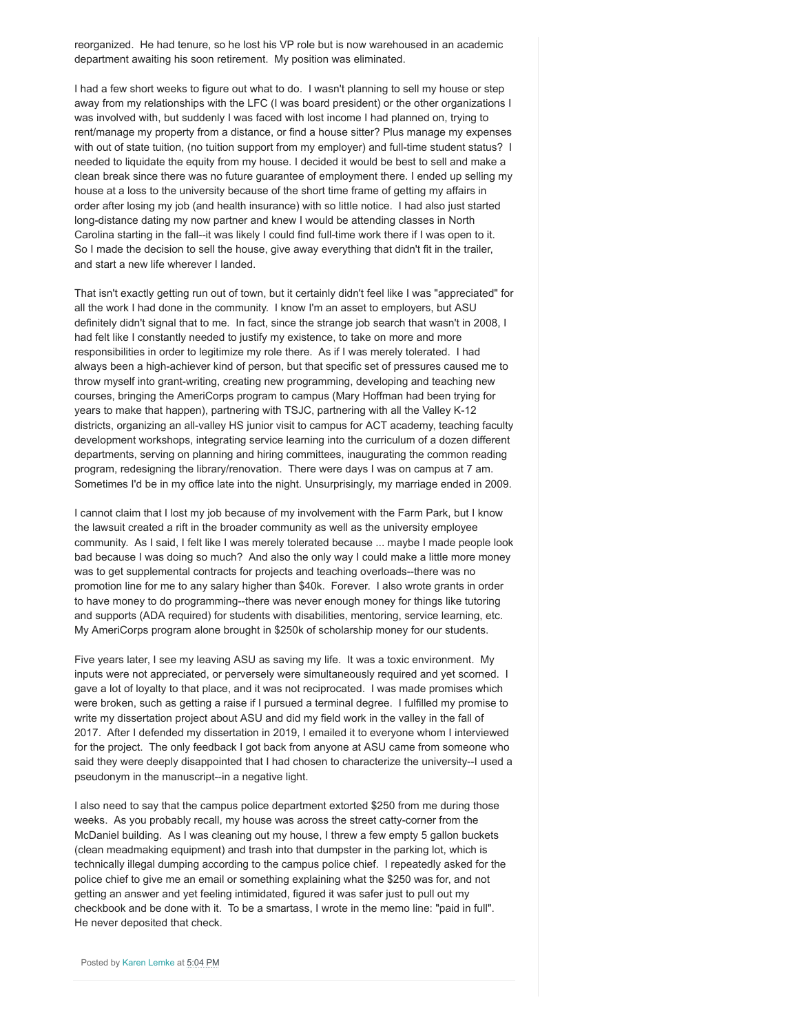reorganized. He had tenure, so he lost his VP role but is now warehoused in an academic department awaiting his soon retirement. My position was eliminated.

I had a few short weeks to figure out what to do. I wasn't planning to sell my house or step away from my relationships with the LFC (I was board president) or the other organizations I was involved with, but suddenly I was faced with lost income I had planned on, trying to rent/manage my property from a distance, or find a house sitter? Plus manage my expenses with out of state tuition, (no tuition support from my employer) and full-time student status? I needed to liquidate the equity from my house. I decided it would be best to sell and make a clean break since there was no future guarantee of employment there. I ended up selling my house at a loss to the university because of the short time frame of getting my affairs in order after losing my job (and health insurance) with so little notice. I had also just started long-distance dating my now partner and knew I would be attending classes in North Carolina starting in the fall--it was likely I could find full-time work there if I was open to it. So I made the decision to sell the house, give away everything that didn't fit in the trailer, and start a new life wherever I landed.

That isn't exactly getting run out of town, but it certainly didn't feel like I was "appreciated" for all the work I had done in the community. I know I'm an asset to employers, but ASU definitely didn't signal that to me. In fact, since the strange job search that wasn't in 2008, I had felt like I constantly needed to justify my existence, to take on more and more responsibilities in order to legitimize my role there. As if I was merely tolerated. I had always been a high-achiever kind of person, but that specific set of pressures caused me to throw myself into grant-writing, creating new programming, developing and teaching new courses, bringing the AmeriCorps program to campus (Mary Hoffman had been trying for years to make that happen), partnering with TSJC, partnering with all the Valley K-12 districts, organizing an all-valley HS junior visit to campus for ACT academy, teaching faculty development workshops, integrating service learning into the curriculum of a dozen different departments, serving on planning and hiring committees, inaugurating the common reading program, redesigning the library/renovation. There were days I was on campus at 7 am. Sometimes I'd be in my office late into the night. Unsurprisingly, my marriage ended in 2009.

I cannot claim that I lost my job because of my involvement with the Farm Park, but I know the lawsuit created a rift in the broader community as well as the university employee community. As I said, I felt like I was merely tolerated because ... maybe I made people look bad because I was doing so much? And also the only way I could make a little more money was to get supplemental contracts for projects and teaching overloads--there was no promotion line for me to any salary higher than $40k. Forever. I also wrote grants in order to have money to do programming--there was never enough money for things like tutoring and supports (ADA required) for students with disabilities, mentoring, service learning, etc. My AmeriCorps program alone brought in $250k of scholarship money for our students.

Five years later, I see my leaving ASU as saving my life. It was a toxic environment. My inputs were not appreciated, or perversely were simultaneously required and yet scorned. I gave a lot of loyalty to that place, and it was not reciprocated. I was made promises which were broken, such as getting a raise if I pursued a terminal degree. I fulfilled my promise to write my dissertation project about ASU and did my field work in the valley in the fall of 2017. After I defended my dissertation in 2019, I emailed it to everyone whom I interviewed for the project. The only feedback I got back from anyone at ASU came from someone who said they were deeply disappointed that I had chosen to characterize the university--I used a pseudonym in the manuscript--in a negative light.

I also need to say that the campus police department extorted $250 from me during those weeks. As you probably recall, my house was across the street catty-corner from the McDaniel building. As I was cleaning out my house, I threw a few empty 5 gallon buckets (clean meadmaking equipment) and trash into that dumpster in the parking lot, which is technically illegal dumping according to the campus police chief. I repeatedly asked for the police chief to give me an email or something explaining what the $250 was for, and not getting an answer and yet feeling intimidated, figured it was safer just to pull out my checkbook and be done with it. To be a smartass, I wrote in the memo line: "paid in full". He never deposited that check.

Posted by Karen Lemke at 5:04 PM